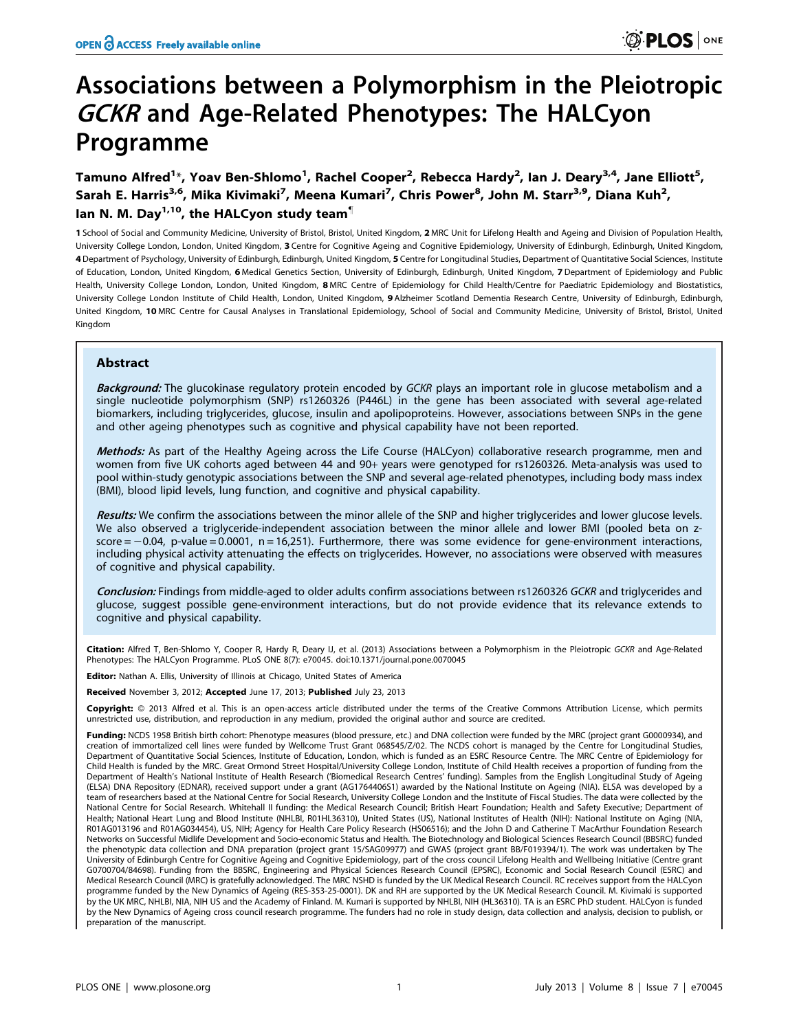# Associations between a Polymorphism in the Pleiotropic *GCKR* and Age-Related Phenotypes: The HALCyon Programme

**Tamuno Alfred[1]\*, Yoav Ben-Shlomo[1], Rachel Cooper[2], Rebecca Hardy[2], Ian J. Deary[3,4], Jane Elliott[5], Sarah E. Harris[3,6], Mika Kivimaki[7], Meena Kumari[7], Chris Power[8], John M. Starr[3,9], Diana Kuh[2], Ian N. M. Day[1,10], the HALCyon study team[¶]**

1 School of Social and Community Medicine, University of Bristol, Bristol, United Kingdom, 2 MRC Unit for Lifelong Health and Ageing and Division of Population Health, University College London, London, United Kingdom, 3 Centre for Cognitive Ageing and Cognitive Epidemiology, University of Edinburgh, Edinburgh, United Kingdom, 4 Department of Psychology, University of Edinburgh, Edinburgh, United Kingdom, 5 Centre for Longitudinal Studies, Department of Quantitative Social Sciences, Institute of Education, London, United Kingdom, 6 Medical Genetics Section, University of Edinburgh, Edinburgh, United Kingdom, 7 Department of Epidemiology and Public Health, University College London, London, United Kingdom, 8 MRC Centre of Epidemiology for Child Health/Centre for Paediatric Epidemiology and Biostatistics, University College London Institute of Child Health, London, United Kingdom, 9 Alzheimer Scotland Dementia Research Centre, University of Edinburgh, Edinburgh, United Kingdom, 10 MRC Centre for Causal Analyses in Translational Epidemiology, School of Social and Community Medicine, University of Bristol, Bristol, United Kingdom

## Abstract

***Background:*** The glucokinase regulatory protein encoded by *GCKR* plays an important role in glucose metabolism and a single nucleotide polymorphism (SNP) rs1260326 (P446L) in the gene has been associated with several age-related biomarkers, including triglycerides, glucose, insulin and apolipoproteins. However, associations between SNPs in the gene and other ageing phenotypes such as cognitive and physical capability have not been reported.

***Methods:*** As part of the Healthy Ageing across the Life Course (HALCyon) collaborative research programme, men and women from five UK cohorts aged between 44 and 90+ years were genotyped for rs1260326. Meta-analysis was used to pool within-study genotypic associations between the SNP and several age-related phenotypes, including body mass index (BMI), blood lipid levels, lung function, and cognitive and physical capability.

***Results:*** We confirm the associations between the minor allele of the SNP and higher triglycerides and lower glucose levels. We also observed a triglyceride-independent association between the minor allele and lower BMI (pooled beta on z-score = −0.04, p-value = 0.0001, n = 16,251). Furthermore, there was some evidence for gene-environment interactions, including physical activity attenuating the effects on triglycerides. However, no associations were observed with measures of cognitive and physical capability.

***Conclusion:*** Findings from middle-aged to older adults confirm associations between rs1260326 *GCKR* and triglycerides and glucose, suggest possible gene-environment interactions, but do not provide evidence that its relevance extends to cognitive and physical capability.

**Citation:** Alfred T, Ben-Shlomo Y, Cooper R, Hardy R, Deary IJ, et al. (2013) Associations between a Polymorphism in the Pleiotropic *GCKR* and Age-Related Phenotypes: The HALCyon Programme. PLoS ONE 8(7): e70045. doi:10.1371/journal.pone.0070045

**Editor:** Nathan A. Ellis, University of Illinois at Chicago, United States of America

**Received** November 3, 2012; **Accepted** June 17, 2013; **Published** July 23, 2013

**Copyright:** © 2013 Alfred et al. This is an open-access article distributed under the terms of the Creative Commons Attribution License, which permits unrestricted use, distribution, and reproduction in any medium, provided the original author and source are credited.

**Funding:** NCDS 1958 British birth cohort: Phenotype measures (blood pressure, etc.) and DNA collection were funded by the MRC (project grant G0000934), and creation of immortalized cell lines were funded by Wellcome Trust Grant 068545/Z/02. The NCDS cohort is managed by the Centre for Longitudinal Studies, Department of Quantitative Social Sciences, Institute of Education, London, which is funded as an ESRC Resource Centre. The MRC Centre of Epidemiology for Child Health is funded by the MRC. Great Ormond Street Hospital/University College London, Institute of Child Health receives a proportion of funding from the Department of Health's National Institute of Health Research ('Biomedical Research Centres' funding). Samples from the English Longitudinal Study of Ageing (ELSA) DNA Repository (EDNAR), received support under a grant (AG1764406S1) awarded by the National Institute on Ageing (NIA). ELSA was developed by a team of researchers based at the National Centre for Social Research, University College London and the Institute of Fiscal Studies. The data were collected by the National Centre for Social Research. Whitehall II funding: the Medical Research Council; British Heart Foundation; Health and Safety Executive; Department of Health; National Heart Lung and Blood Institute (NHLBI, R01HL36310), United States (US), National Institutes of Health (NIH): National Institute on Aging (NIA, R01AG013196 and R01AG034454), US, NIH; Agency for Health Care Policy Research (HS06516); and the John D and Catherine T MacArthur Foundation Research Networks on Successful Midlife Development and Socio-economic Status and Health. The Biotechnology and Biological Sciences Research Council (BBSRC) funded the phenotypic data collection and DNA preparation (project grant 15/SAG09977) and GWAS (project grant BB/F019394/1). The work was undertaken by The University of Edinburgh Centre for Cognitive Ageing and Cognitive Epidemiology, part of the cross council Lifelong Health and Wellbeing Initiative (Centre grant G0700704/84698). Funding from the BBSRC, Engineering and Physical Sciences Research Council (EPSRC), Economic and Social Research Council (ESRC) and Medical Research Council (MRC) is gratefully acknowledged. The MRC NSHD is funded by the UK Medical Research Council. RC receives support from the HALCyon programme funded by the New Dynamics of Ageing (RES-353-25-0001). DK and RH are supported by the UK Medical Research Council. M. Kivimaki is supported by the UK MRC, NHLBI, NIA, NIH US and the Academy of Finland. M. Kumari is supported by NHLBI, NIH (HL36310). TA is an ESRC PhD student. HALCyon is funded by the New Dynamics of Ageing cross council research programme. The funders had no role in study design, data collection and analysis, decision to publish, or preparation of the manuscript.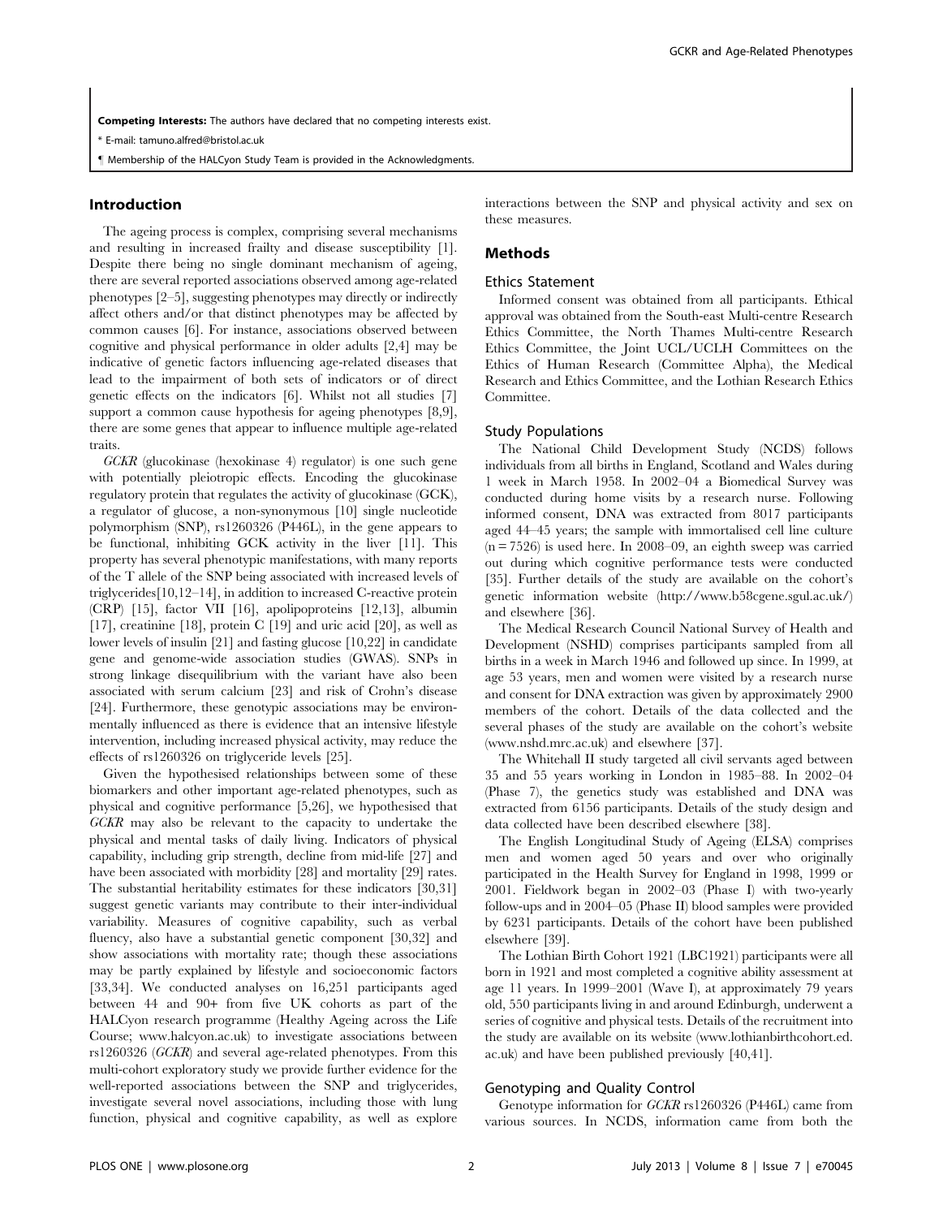**Competing Interests:** The authors have declared that no competing interests exist.

* E-mail: tamuno.alfred@bristol.ac.uk

¶ Membership of the HALCyon Study Team is provided in the Acknowledgments.

## Introduction

The ageing process is complex, comprising several mechanisms and resulting in increased frailty and disease susceptibility [1]. Despite there being no single dominant mechanism of ageing, there are several reported associations observed among age-related phenotypes [2–5], suggesting phenotypes may directly or indirectly affect others and/or that distinct phenotypes may be affected by common causes [6]. For instance, associations observed between cognitive and physical performance in older adults [2,4] may be indicative of genetic factors influencing age-related diseases that lead to the impairment of both sets of indicators or of direct genetic effects on the indicators [6]. Whilst not all studies [7] support a common cause hypothesis for ageing phenotypes [8,9], there are some genes that appear to influence multiple age-related traits.

*GCKR* (glucokinase (hexokinase 4) regulator) is one such gene with potentially pleiotropic effects. Encoding the glucokinase regulatory protein that regulates the activity of glucokinase (GCK), a regulator of glucose, a non-synonymous [10] single nucleotide polymorphism (SNP), rs1260326 (P446L), in the gene appears to be functional, inhibiting GCK activity in the liver [11]. This property has several phenotypic manifestations, with many reports of the T allele of the SNP being associated with increased levels of triglycerides[10,12–14], in addition to increased C-reactive protein (CRP) [15], factor VII [16], apolipoproteins [12,13], albumin [17], creatinine [18], protein C [19] and uric acid [20], as well as lower levels of insulin [21] and fasting glucose [10,22] in candidate gene and genome-wide association studies (GWAS). SNPs in strong linkage disequilibrium with the variant have also been associated with serum calcium [23] and risk of Crohn's disease [24]. Furthermore, these genotypic associations may be environmentally influenced as there is evidence that an intensive lifestyle intervention, including increased physical activity, may reduce the effects of rs1260326 on triglyceride levels [25].

Given the hypothesised relationships between some of these biomarkers and other important age-related phenotypes, such as physical and cognitive performance [5,26], we hypothesised that *GCKR* may also be relevant to the capacity to undertake the physical and mental tasks of daily living. Indicators of physical capability, including grip strength, decline from mid-life [27] and have been associated with morbidity [28] and mortality [29] rates. The substantial heritability estimates for these indicators [30,31] suggest genetic variants may contribute to their inter-individual variability. Measures of cognitive capability, such as verbal fluency, also have a substantial genetic component [30,32] and show associations with mortality rate; though these associations may be partly explained by lifestyle and socioeconomic factors [33,34]. We conducted analyses on 16,251 participants aged between 44 and 90+ from five UK cohorts as part of the HALCyon research programme (Healthy Ageing across the Life Course; www.halcyon.ac.uk) to investigate associations between rs1260326 (*GCKR*) and several age-related phenotypes. From this multi-cohort exploratory study we provide further evidence for the well-reported associations between the SNP and triglycerides, investigate several novel associations, including those with lung function, physical and cognitive capability, as well as explore interactions between the SNP and physical activity and sex on these measures.

## Methods

### Ethics Statement

Informed consent was obtained from all participants. Ethical approval was obtained from the South-east Multi-centre Research Ethics Committee, the North Thames Multi-centre Research Ethics Committee, the Joint UCL/UCLH Committees on the Ethics of Human Research (Committee Alpha), the Medical Research and Ethics Committee, and the Lothian Research Ethics Committee.

### Study Populations

The National Child Development Study (NCDS) follows individuals from all births in England, Scotland and Wales during 1 week in March 1958. In 2002–04 a Biomedical Survey was conducted during home visits by a research nurse. Following informed consent, DNA was extracted from 8017 participants aged 44–45 years; the sample with immortalised cell line culture (n = 7526) is used here. In 2008–09, an eighth sweep was carried out during which cognitive performance tests were conducted [35]. Further details of the study are available on the cohort's genetic information website (http://www.b58cgene.sgul.ac.uk/) and elsewhere [36].

The Medical Research Council National Survey of Health and Development (NSHD) comprises participants sampled from all births in a week in March 1946 and followed up since. In 1999, at age 53 years, men and women were visited by a research nurse and consent for DNA extraction was given by approximately 2900 members of the cohort. Details of the data collected and the several phases of the study are available on the cohort's website (www.nshd.mrc.ac.uk) and elsewhere [37].

The Whitehall II study targeted all civil servants aged between 35 and 55 years working in London in 1985–88. In 2002–04 (Phase 7), the genetics study was established and DNA was extracted from 6156 participants. Details of the study design and data collected have been described elsewhere [38].

The English Longitudinal Study of Ageing (ELSA) comprises men and women aged 50 years and over who originally participated in the Health Survey for England in 1998, 1999 or 2001. Fieldwork began in 2002–03 (Phase I) with two-yearly follow-ups and in 2004–05 (Phase II) blood samples were provided by 6231 participants. Details of the cohort have been published elsewhere [39].

The Lothian Birth Cohort 1921 (LBC1921) participants were all born in 1921 and most completed a cognitive ability assessment at age 11 years. In 1999–2001 (Wave I), at approximately 79 years old, 550 participants living in and around Edinburgh, underwent a series of cognitive and physical tests. Details of the recruitment into the study are available on its website (www.lothianbirthcohort.ed.ac.uk) and have been published previously [40,41].

### Genotyping and Quality Control

Genotype information for *GCKR* rs1260326 (P446L) came from various sources. In NCDS, information came from both the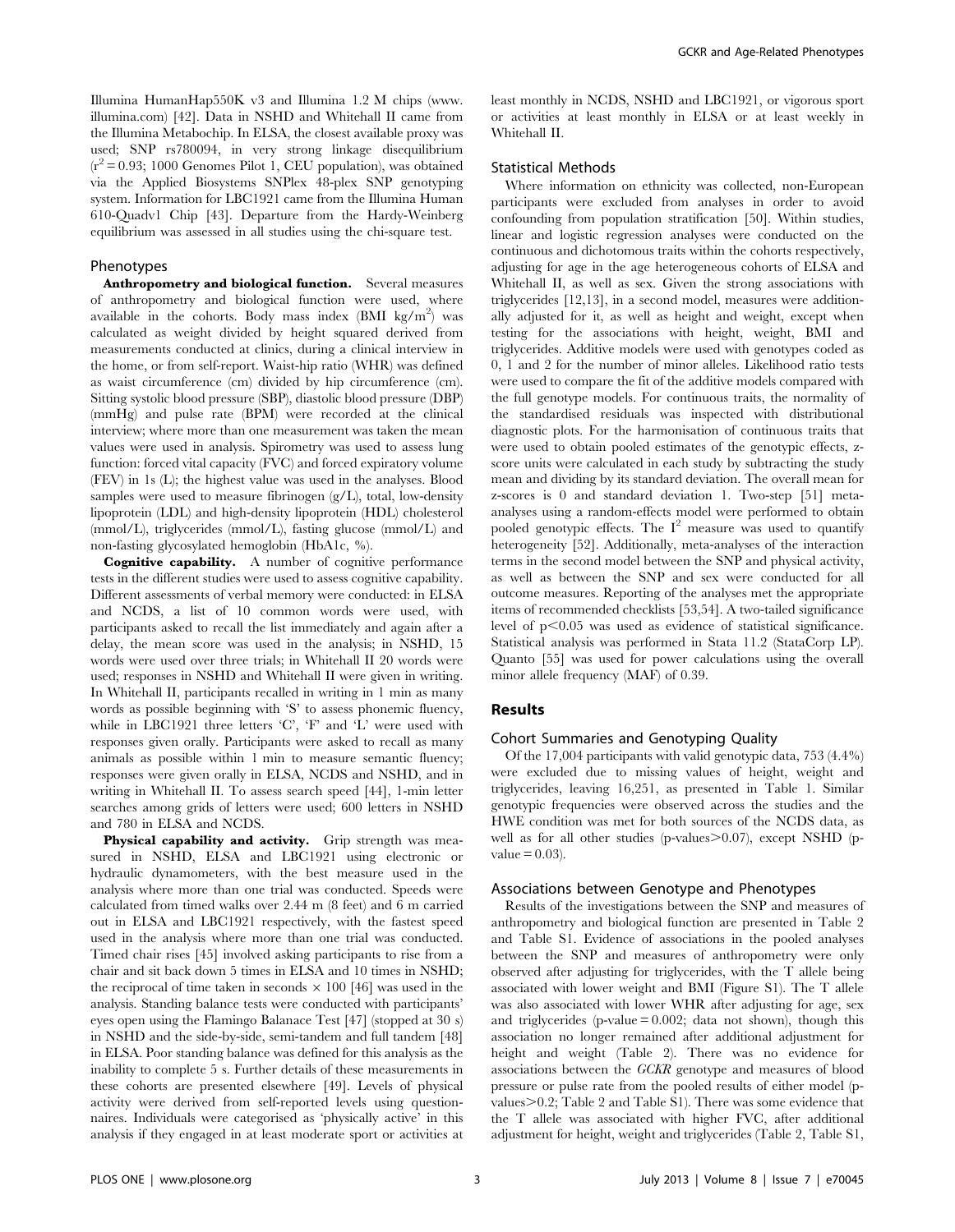Illumina HumanHap550K v3 and Illumina 1.2 M chips (www.illumina.com) [42]. Data in NSHD and Whitehall II came from the Illumina Metabochip. In ELSA, the closest available proxy was used; SNP rs780094, in very strong linkage disequilibrium ($r^2 = 0.93$; 1000 Genomes Pilot 1, CEU population), was obtained via the Applied Biosystems SNPlex 48-plex SNP genotyping system. Information for LBC1921 came from the Illumina Human 610-Quadv1 Chip [43]. Departure from the Hardy-Weinberg equilibrium was assessed in all studies using the chi-square test.

### Phenotypes

**Anthropometry and biological function.** Several measures of anthropometry and biological function were used, where available in the cohorts. Body mass index (BMI kg/m$^2$) was calculated as weight divided by height squared derived from measurements conducted at clinics, during a clinical interview in the home, or from self-report. Waist-hip ratio (WHR) was defined as waist circumference (cm) divided by hip circumference (cm). Sitting systolic blood pressure (SBP), diastolic blood pressure (DBP) (mmHg) and pulse rate (BPM) were recorded at the clinical interview; where more than one measurement was taken the mean values were used in analysis. Spirometry was used to assess lung function: forced vital capacity (FVC) and forced expiratory volume (FEV) in 1s (L); the highest value was used in the analyses. Blood samples were used to measure fibrinogen (g/L), total, low-density lipoprotein (LDL) and high-density lipoprotein (HDL) cholesterol (mmol/L), triglycerides (mmol/L), fasting glucose (mmol/L) and non-fasting glycosylated hemoglobin (HbA1c, %).

**Cognitive capability.** A number of cognitive performance tests in the different studies were used to assess cognitive capability. Different assessments of verbal memory were conducted: in ELSA and NCDS, a list of 10 common words were used, with participants asked to recall the list immediately and again after a delay, the mean score was used in the analysis; in NSHD, 15 words were used over three trials; in Whitehall II 20 words were used; responses in NSHD and Whitehall II were given in writing. In Whitehall II, participants recalled in writing in 1 min as many words as possible beginning with 'S' to assess phonemic fluency, while in LBC1921 three letters 'C', 'F' and 'L' were used with responses given orally. Participants were asked to recall as many animals as possible within 1 min to measure semantic fluency; responses were given orally in ELSA, NCDS and NSHD, and in writing in Whitehall II. To assess search speed [44], 1-min letter searches among grids of letters were used; 600 letters in NSHD and 780 in ELSA and NCDS.

**Physical capability and activity.** Grip strength was measured in NSHD, ELSA and LBC1921 using electronic or hydraulic dynamometers, with the best measure used in the analysis where more than one trial was conducted. Speeds were calculated from timed walks over 2.44 m (8 feet) and 6 m carried out in ELSA and LBC1921 respectively, with the fastest speed used in the analysis where more than one trial was conducted. Timed chair rises [45] involved asking participants to rise from a chair and sit back down 5 times in ELSA and 10 times in NSHD; the reciprocal of time taken in seconds × 100 [46] was used in the analysis. Standing balance tests were conducted with participants' eyes open using the Flamingo Balanace Test [47] (stopped at 30 s) in NSHD and the side-by-side, semi-tandem and full tandem [48] in ELSA. Poor standing balance was defined for this analysis as the inability to complete 5 s. Further details of these measurements in these cohorts are presented elsewhere [49]. Levels of physical activity were derived from self-reported levels using questionnaires. Individuals were categorised as 'physically active' in this analysis if they engaged in at least moderate sport or activities at least monthly in NCDS, NSHD and LBC1921, or vigorous sport or activities at least monthly in ELSA or at least weekly in Whitehall II.

### Statistical Methods

Where information on ethnicity was collected, non-European participants were excluded from analyses in order to avoid confounding from population stratification [50]. Within studies, linear and logistic regression analyses were conducted on the continuous and dichotomous traits within the cohorts respectively, adjusting for age in the age heterogeneous cohorts of ELSA and Whitehall II, as well as sex. Given the strong associations with triglycerides [12,13], in a second model, measures were additionally adjusted for it, as well as height and weight, except when testing for the associations with height, weight, BMI and triglycerides. Additive models were used with genotypes coded as 0, 1 and 2 for the number of minor alleles. Likelihood ratio tests were used to compare the fit of the additive models compared with the full genotype models. For continuous traits, the normality of the standardised residuals was inspected with distributional diagnostic plots. For the harmonisation of continuous traits that were used to obtain pooled estimates of the genotypic effects, z-score units were calculated in each study by subtracting the study mean and dividing by its standard deviation. The overall mean for z-scores is 0 and standard deviation 1. Two-step [51] meta-analyses using a random-effects model were performed to obtain pooled genotypic effects. The $I^2$ measure was used to quantify heterogeneity [52]. Additionally, meta-analyses of the interaction terms in the second model between the SNP and physical activity, as well as between the SNP and sex were conducted for all outcome measures. Reporting of the analyses met the appropriate items of recommended checklists [53,54]. A two-tailed significance level of $p<0.05$ was used as evidence of statistical significance. Statistical analysis was performed in Stata 11.2 (StataCorp LP). Quanto [55] was used for power calculations using the overall minor allele frequency (MAF) of 0.39.

## Results

### Cohort Summaries and Genotyping Quality

Of the 17,004 participants with valid genotypic data, 753 (4.4%) were excluded due to missing values of height, weight and triglycerides, leaving 16,251, as presented in Table 1. Similar genotypic frequencies were observed across the studies and the HWE condition was met for both sources of the NCDS data, as well as for all other studies (p-values>0.07), except NSHD (p-value = 0.03).

### Associations between Genotype and Phenotypes

Results of the investigations between the SNP and measures of anthropometry and biological function are presented in Table 2 and Table S1. Evidence of associations in the pooled analyses between the SNP and measures of anthropometry were only observed after adjusting for triglycerides, with the T allele being associated with lower weight and BMI (Figure S1). The T allele was also associated with lower WHR after adjusting for age, sex and triglycerides (p-value = 0.002; data not shown), though this association no longer remained after additional adjustment for height and weight (Table 2). There was no evidence for associations between the *GCKR* genotype and measures of blood pressure or pulse rate from the pooled results of either model (p-values>0.2; Table 2 and Table S1). There was some evidence that the T allele was associated with higher FVC, after additional adjustment for height, weight and triglycerides (Table 2, Table S1,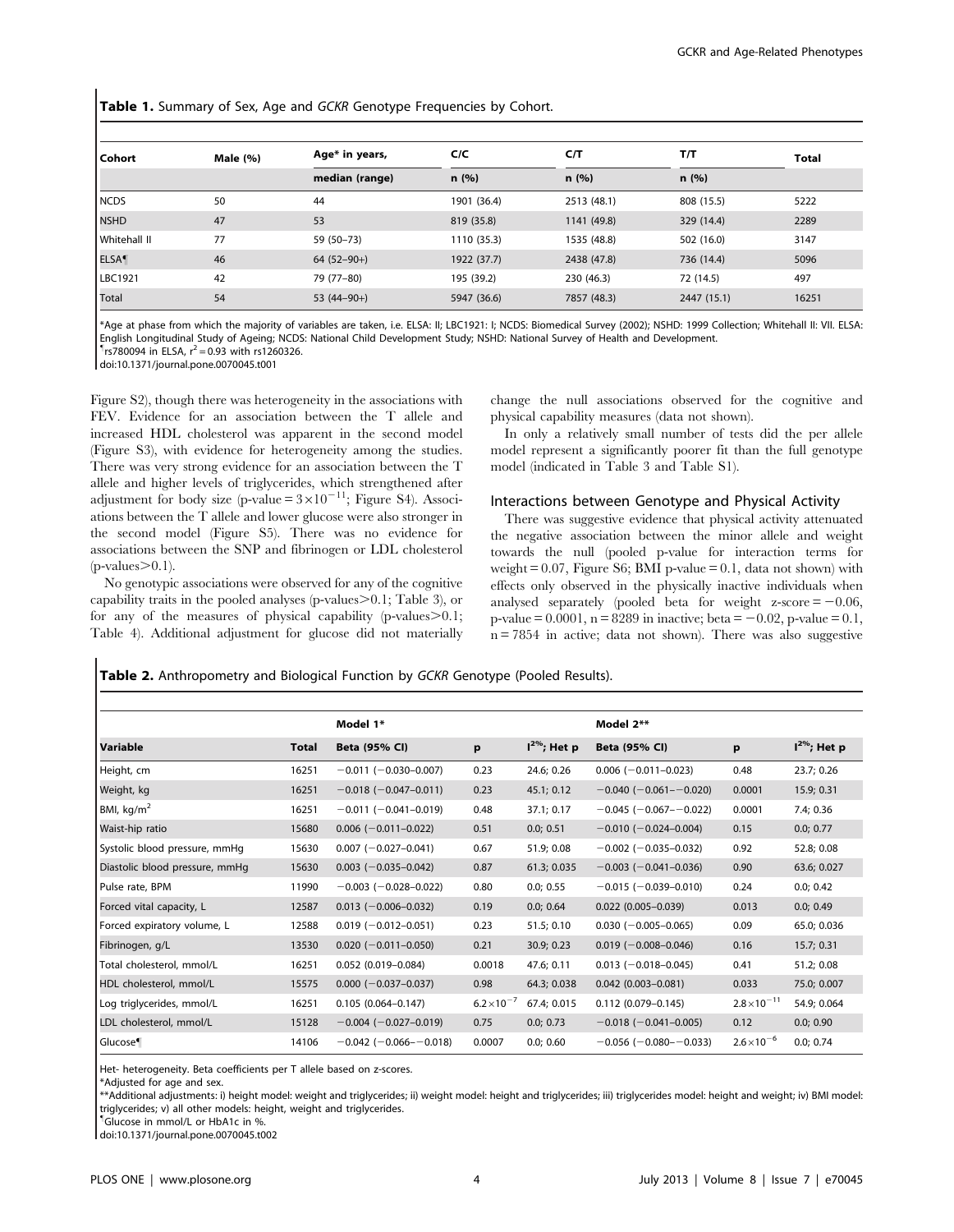**Table 1.** Summary of Sex, Age and *GCKR* Genotype Frequencies by Cohort.

| Cohort | Male (%) | Age* in years, | C/C | C/T | T/T | Total |
|---|---|---|---|---|---|---|
| | | median (range) | n (%) | n (%) | n (%) | |
| NCDS | 50 | 44 | 1901 (36.4) | 2513 (48.1) | 808 (15.5) | 5222 |
| NSHD | 47 | 53 | 819 (35.8) | 1141 (49.8) | 329 (14.4) | 2289 |
| Whitehall II | 77 | 59 (50–73) | 1110 (35.3) | 1535 (48.8) | 502 (16.0) | 3147 |
| ELSA¶ | 46 | 64 (52–90+) | 1922 (37.7) | 2438 (47.8) | 736 (14.4) | 5096 |
| LBC1921 | 42 | 79 (77–80) | 195 (39.2) | 230 (46.3) | 72 (14.5) | 497 |
| Total | 54 | 53 (44–90+) | 5947 (36.6) | 7857 (48.3) | 2447 (15.1) | 16251 |

*Age at phase from which the majority of variables are taken, i.e. ELSA: II; LBC1921: I; NCDS: Biomedical Survey (2002); NSHD: 1999 Collection; Whitehall II: VII. ELSA: English Longitudinal Study of Ageing; NCDS: National Child Development Study; NSHD: National Survey of Health and Development.
¶rs780094 in ELSA, $r^2 = 0.93$ with rs1260326.
doi:10.1371/journal.pone.0070045.t001

Figure S2), though there was heterogeneity in the associations with FEV. Evidence for an association between the T allele and increased HDL cholesterol was apparent in the second model (Figure S3), with evidence for heterogeneity among the studies. There was very strong evidence for an association between the T allele and higher levels of triglycerides, which strengthened after adjustment for body size (p-value $= 3 \times 10^{-11}$; Figure S4). Associations between the T allele and lower glucose were also stronger in the second model (Figure S5). There was no evidence for associations between the SNP and fibrinogen or LDL cholesterol (p-values $>0.1$).

No genotypic associations were observed for any of the cognitive capability traits in the pooled analyses (p-values $>0.1$; Table 3), or for any of the measures of physical capability (p-values $>0.1$; Table 4). Additional adjustment for glucose did not materially change the null associations observed for the cognitive and physical capability measures (data not shown).

In only a relatively small number of tests did the per allele model represent a significantly poorer fit than the full genotype model (indicated in Table 3 and Table S1).

### Interactions between Genotype and Physical Activity

There was suggestive evidence that physical activity attenuated the negative association between the minor allele and weight towards the null (pooled p-value for interaction terms for weight = 0.07, Figure S6; BMI p-value = 0.1, data not shown) with effects only observed in the physically inactive individuals when analysed separately (pooled beta for weight z-score = −0.06, p-value = 0.0001, n = 8289 in inactive; beta = −0.02, p-value = 0.1, n = 7854 in active; data not shown). There was also suggestive

**Table 2.** Anthropometry and Biological Function by *GCKR* Genotype (Pooled Results).

| | | Model 1* | | | Model 2** | | |
|---|---|---|---|---|---|---|---|
| Variable | Total | Beta (95% CI) | p | $I^{2\%}$; Het p | Beta (95% CI) | p | $I^{2\%}$; Het p |
| Height, cm | 16251 | −0.011 (−0.030–0.007) | 0.23 | 24.6; 0.26 | 0.006 (−0.011–0.023) | 0.48 | 23.7; 0.26 |
| Weight, kg | 16251 | −0.018 (−0.047–0.011) | 0.23 | 45.1; 0.12 | −0.040 (−0.061–−0.020) | 0.0001 | 15.9; 0.31 |
| BMI, kg/m$^2$ | 16251 | −0.011 (−0.041–0.019) | 0.48 | 37.1; 0.17 | −0.045 (−0.067–−0.022) | 0.0001 | 7.4; 0.36 |
| Waist-hip ratio | 15680 | 0.006 (−0.011–0.022) | 0.51 | 0.0; 0.51 | −0.010 (−0.024–0.004) | 0.15 | 0.0; 0.77 |
| Systolic blood pressure, mmHg | 15630 | 0.007 (−0.027–0.041) | 0.67 | 51.9; 0.08 | −0.002 (−0.035–0.032) | 0.92 | 52.8; 0.08 |
| Diastolic blood pressure, mmHg | 15630 | 0.003 (−0.035–0.042) | 0.87 | 61.3; 0.035 | −0.003 (−0.041–0.036) | 0.90 | 63.6; 0.027 |
| Pulse rate, BPM | 11990 | −0.003 (−0.028–0.022) | 0.80 | 0.0; 0.55 | −0.015 (−0.039–0.010) | 0.24 | 0.0; 0.42 |
| Forced vital capacity, L | 12587 | 0.013 (−0.006–0.032) | 0.19 | 0.0; 0.64 | 0.022 (0.005–0.039) | 0.013 | 0.0; 0.49 |
| Forced expiratory volume, L | 12588 | 0.019 (−0.012–0.051) | 0.23 | 51.5; 0.10 | 0.030 (−0.005–0.065) | 0.09 | 65.0; 0.036 |
| Fibrinogen, g/L | 13530 | 0.020 (−0.011–0.050) | 0.21 | 30.9; 0.23 | 0.019 (−0.008–0.046) | 0.16 | 15.7; 0.31 |
| Total cholesterol, mmol/L | 16251 | 0.052 (0.019–0.084) | 0.0018 | 47.6; 0.11 | 0.013 (−0.018–0.045) | 0.41 | 51.2; 0.08 |
| HDL cholesterol, mmol/L | 15575 | 0.000 (−0.037–0.037) | 0.98 | 64.3; 0.038 | 0.042 (0.003–0.081) | 0.033 | 75.0; 0.007 |
| Log triglycerides, mmol/L | 16251 | 0.105 (0.064–0.147) | $6.2 \times 10^{-7}$ | 67.4; 0.015 | 0.112 (0.079–0.145) | $2.8 \times 10^{-11}$ | 54.9; 0.064 |
| LDL cholesterol, mmol/L | 15128 | −0.004 (−0.027–0.019) | 0.75 | 0.0; 0.73 | −0.018 (−0.041–0.005) | 0.12 | 0.0; 0.90 |
| Glucose¶ | 14106 | −0.042 (−0.066–−0.018) | 0.0007 | 0.0; 0.60 | −0.056 (−0.080–−0.033) | $2.6 \times 10^{-6}$ | 0.0; 0.74 |

Het- heterogeneity. Beta coefficients per T allele based on z-scores.
*Adjusted for age and sex.
**Additional adjustments: i) height model: weight and triglycerides; ii) weight model: height and triglycerides; iii) triglycerides model: height and weight; iv) BMI model: triglycerides; v) all other models: height, weight and triglycerides.
¶Glucose in mmol/L or HbA1c in %.
doi:10.1371/journal.pone.0070045.t002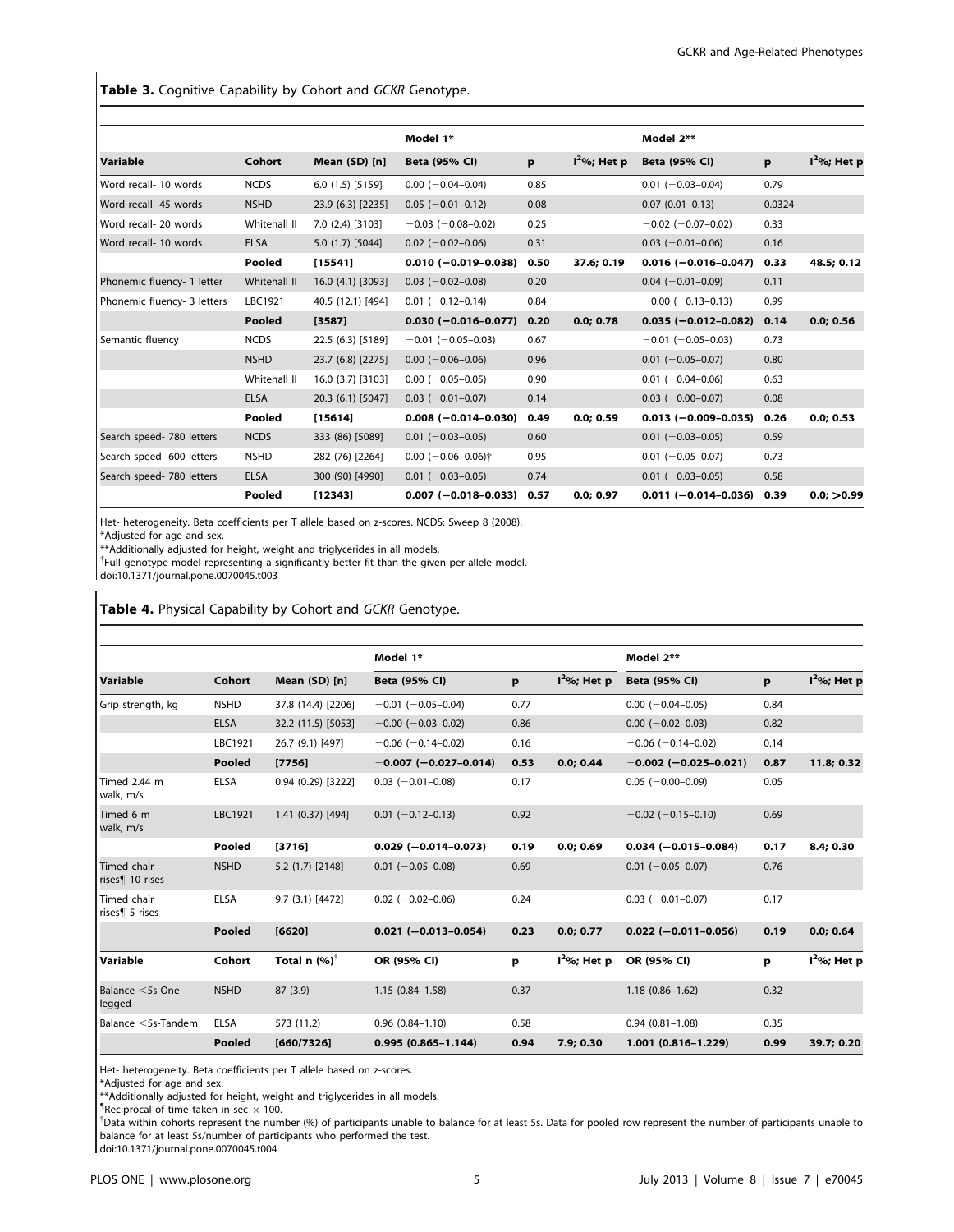**Table 3.** Cognitive Capability by Cohort and *GCKR* Genotype.

| | | | Model 1* | | | Model 2** | | |
|---|---|---|---|---|---|---|---|---|
| **Variable** | **Cohort** | **Mean (SD) [n]** | **Beta (95% CI)** | **p** | **$I^2$%; Het p** | **Beta (95% CI)** | **p** | **$I^2$%; Het p** |
| Word recall- 10 words | NCDS | 6.0 (1.5) [5159] | 0.00 (−0.04–0.04) | 0.85 | | 0.01 (−0.03–0.04) | 0.79 | |
| Word recall- 45 words | NSHD | 23.9 (6.3) [2235] | 0.05 (−0.01–0.12) | 0.08 | | 0.07 (0.01–0.13) | 0.0324 | |
| Word recall- 20 words | Whitehall II | 7.0 (2.4) [3103] | −0.03 (−0.08–0.02) | 0.25 | | −0.02 (−0.07–0.02) | 0.33 | |
| Word recall- 10 words | ELSA | 5.0 (1.7) [5044] | 0.02 (−0.02–0.06) | 0.31 | | 0.03 (−0.01–0.06) | 0.16 | |
| | **Pooled** | **[15541]** | **0.010 (−0.019–0.038)** | **0.50** | **37.6; 0.19** | **0.016 (−0.016–0.047)** | **0.33** | **48.5; 0.12** |
| Phonemic fluency- 1 letter | Whitehall II | 16.0 (4.1) [3093] | 0.03 (−0.02–0.08) | 0.20 | | 0.04 (−0.01–0.09) | 0.11 | |
| Phonemic fluency- 3 letters | LBC1921 | 40.5 (12.1) [494] | 0.01 (−0.12–0.14) | 0.84 | | −0.00 (−0.13–0.13) | 0.99 | |
| | **Pooled** | **[3587]** | **0.030 (−0.016–0.077)** | **0.20** | **0.0; 0.78** | **0.035 (−0.012–0.082)** | **0.14** | **0.0; 0.56** |
| Semantic fluency | NCDS | 22.5 (6.3) [5189] | −0.01 (−0.05–0.03) | 0.67 | | −0.01 (−0.05–0.03) | 0.73 | |
| | NSHD | 23.7 (6.8) [2275] | 0.00 (−0.06–0.06) | 0.96 | | 0.01 (−0.05–0.07) | 0.80 | |
| | Whitehall II | 16.0 (3.7) [3103] | 0.00 (−0.05–0.05) | 0.90 | | 0.01 (−0.04–0.06) | 0.63 | |
| | ELSA | 20.3 (6.1) [5047] | 0.03 (−0.01–0.07) | 0.14 | | 0.03 (−0.00–0.07) | 0.08 | |
| | **Pooled** | **[15614]** | **0.008 (−0.014–0.030)** | **0.49** | **0.0; 0.59** | **0.013 (−0.009–0.035)** | **0.26** | **0.0; 0.53** |
| Search speed- 780 letters | NCDS | 333 (86) [5089] | 0.01 (−0.03–0.05) | 0.60 | | 0.01 (−0.03–0.05) | 0.59 | |
| Search speed- 600 letters | NSHD | 282 (76) [2264] | 0.00 (−0.06–0.06)† | 0.95 | | 0.01 (−0.05–0.07) | 0.73 | |
| Search speed- 780 letters | ELSA | 300 (90) [4990] | 0.01 (−0.03–0.05) | 0.74 | | 0.01 (−0.03–0.05) | 0.58 | |
| | **Pooled** | **[12343]** | **0.007 (−0.018–0.033)** | **0.57** | **0.0; 0.97** | **0.011 (−0.014–0.036)** | **0.39** | **0.0; >0.99** |

Het- heterogeneity. Beta coefficients per T allele based on z-scores. NCDS: Sweep 8 (2008).
*Adjusted for age and sex.
**Additionally adjusted for height, weight and triglycerides in all models.
†Full genotype model representing a significantly better fit than the given per allele model.
doi:10.1371/journal.pone.0070045.t003

**Table 4.** Physical Capability by Cohort and *GCKR* Genotype.

| | | | Model 1* | | | Model 2** | | |
|---|---|---|---|---|---|---|---|---|
| **Variable** | **Cohort** | **Mean (SD) [n]** | **Beta (95% CI)** | **p** | **$I^2$%; Het p** | **Beta (95% CI)** | **p** | **$I^2$%; Het p** |
| Grip strength, kg | NSHD | 37.8 (14.4) [2206] | −0.01 (−0.05–0.04) | 0.77 | | 0.00 (−0.04–0.05) | 0.84 | |
| | ELSA | 32.2 (11.5) [5053] | −0.00 (−0.03–0.02) | 0.86 | | 0.00 (−0.02–0.03) | 0.82 | |
| | LBC1921 | 26.7 (9.1) [497] | −0.06 (−0.14–0.02) | 0.16 | | −0.06 (−0.14–0.02) | 0.14 | |
| | **Pooled** | **[7756]** | **−0.007 (−0.027–0.014)** | **0.53** | **0.0; 0.44** | **−0.002 (−0.025–0.021)** | **0.87** | **11.8; 0.32** |
| Timed 2.44 m walk, m/s | ELSA | 0.94 (0.29) [3222] | 0.03 (−0.01–0.08) | 0.17 | | 0.05 (−0.00–0.09) | 0.05 | |
| Timed 6 m walk, m/s | LBC1921 | 1.41 (0.37) [494] | 0.01 (−0.12–0.13) | 0.92 | | −0.02 (−0.15–0.10) | 0.69 | |
| | **Pooled** | **[3716]** | **0.029 (−0.014–0.073)** | **0.19** | **0.0; 0.69** | **0.034 (−0.015–0.084)** | **0.17** | **8.4; 0.30** |
| Timed chair rises¶-10 rises | NSHD | 5.2 (1.7) [2148] | 0.01 (−0.05–0.08) | 0.69 | | 0.01 (−0.05–0.07) | 0.76 | |
| Timed chair rises¶-5 rises | ELSA | 9.7 (3.1) [4472] | 0.02 (−0.02–0.06) | 0.24 | | 0.03 (−0.01–0.07) | 0.17 | |
| | **Pooled** | **[6620]** | **0.021 (−0.013–0.054)** | **0.23** | **0.0; 0.77** | **0.022 (−0.011–0.056)** | **0.19** | **0.0; 0.64** |
| **Variable** | **Cohort** | **Total n (%)†** | **OR (95% CI)** | **p** | **$I^2$%; Het p** | **OR (95% CI)** | **p** | **$I^2$%; Het p** |
| Balance <5s-One legged | NSHD | 87 (3.9) | 1.15 (0.84–1.58) | 0.37 | | 1.18 (0.86–1.62) | 0.32 | |
| Balance <5s-Tandem | ELSA | 573 (11.2) | 0.96 (0.84–1.10) | 0.58 | | 0.94 (0.81–1.08) | 0.35 | |
| | **Pooled** | **[660/7326]** | **0.995 (0.865–1.144)** | **0.94** | **7.9; 0.30** | **1.001 (0.816–1.229)** | **0.99** | **39.7; 0.20** |

Het- heterogeneity. Beta coefficients per T allele based on z-scores.
*Adjusted for age and sex.
**Additionally adjusted for height, weight and triglycerides in all models.
¶Reciprocal of time taken in sec × 100.
†Data within cohorts represent the number (%) of participants unable to balance for at least 5s. Data for pooled row represent the number of participants unable to balance for at least 5s/number of participants who performed the test.
doi:10.1371/journal.pone.0070045.t004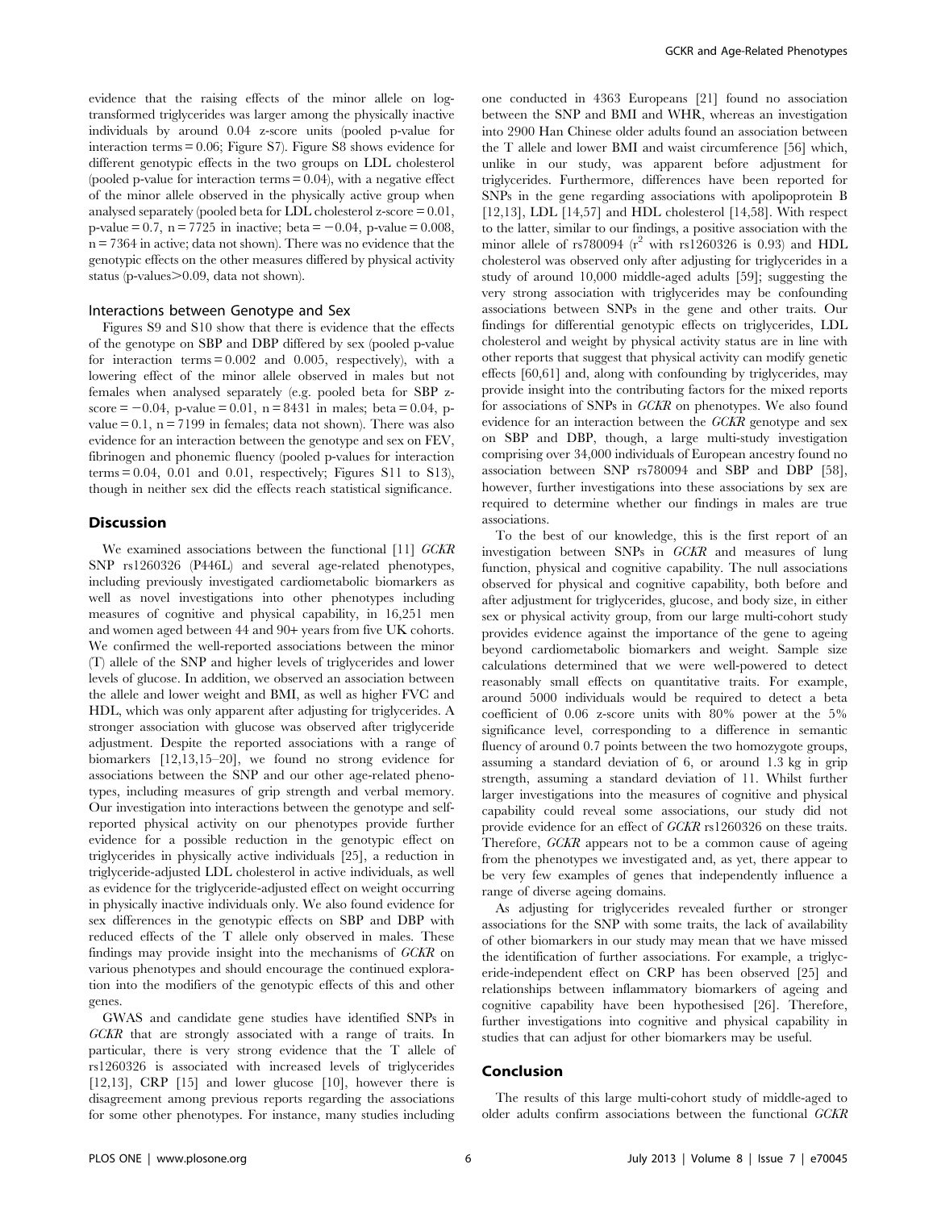evidence that the raising effects of the minor allele on log-transformed triglycerides was larger among the physically inactive individuals by around 0.04 z-score units (pooled p-value for interaction terms = 0.06; Figure S7). Figure S8 shows evidence for different genotypic effects in the two groups on LDL cholesterol (pooled p-value for interaction terms = 0.04), with a negative effect of the minor allele observed in the physically active group when analysed separately (pooled beta for LDL cholesterol z-score = 0.01, p-value = 0.7, n = 7725 in inactive; beta = −0.04, p-value = 0.008, n = 7364 in active; data not shown). There was no evidence that the genotypic effects on the other measures differed by physical activity status (p-values > 0.09, data not shown).

### Interactions between Genotype and Sex

Figures S9 and S10 show that there is evidence that the effects of the genotype on SBP and DBP differed by sex (pooled p-value for interaction terms = 0.002 and 0.005, respectively), with a lowering effect of the minor allele observed in males but not females when analysed separately (e.g. pooled beta for SBP z-score = −0.04, p-value = 0.01, n = 8431 in males; beta = 0.04, p-value = 0.1, n = 7199 in females; data not shown). There was also evidence for an interaction between the genotype and sex on FEV, fibrinogen and phonemic fluency (pooled p-values for interaction terms = 0.04, 0.01 and 0.01, respectively; Figures S11 to S13), though in neither sex did the effects reach statistical significance.

## Discussion

We examined associations between the functional [11] *GCKR* SNP rs1260326 (P446L) and several age-related phenotypes, including previously investigated cardiometabolic biomarkers as well as novel investigations into other phenotypes including measures of cognitive and physical capability, in 16,251 men and women aged between 44 and 90+ years from five UK cohorts. We confirmed the well-reported associations between the minor (T) allele of the SNP and higher levels of triglycerides and lower levels of glucose. In addition, we observed an association between the allele and lower weight and BMI, as well as higher FVC and HDL, which was only apparent after adjusting for triglycerides. A stronger association with glucose was observed after triglyceride adjustment. Despite the reported associations with a range of biomarkers [12,13,15–20], we found no strong evidence for associations between the SNP and our other age-related phenotypes, including measures of grip strength and verbal memory. Our investigation into interactions between the genotype and self-reported physical activity on our phenotypes provide further evidence for a possible reduction in the genotypic effect on triglycerides in physically active individuals [25], a reduction in triglyceride-adjusted LDL cholesterol in active individuals, as well as evidence for the triglyceride-adjusted effect on weight occurring in physically inactive individuals only. We also found evidence for sex differences in the genotypic effects on SBP and DBP with reduced effects of the T allele only observed in males. These findings may provide insight into the mechanisms of *GCKR* on various phenotypes and should encourage the continued exploration into the modifiers of the genotypic effects of this and other genes.

GWAS and candidate gene studies have identified SNPs in *GCKR* that are strongly associated with a range of traits. In particular, there is very strong evidence that the T allele of rs1260326 is associated with increased levels of triglycerides [12,13], CRP [15] and lower glucose [10], however there is disagreement among previous reports regarding the associations for some other phenotypes. For instance, many studies including one conducted in 4363 Europeans [21] found no association between the SNP and BMI and WHR, whereas an investigation into 2900 Han Chinese older adults found an association between the T allele and lower BMI and waist circumference [56] which, unlike in our study, was apparent before adjustment for triglycerides. Furthermore, differences have been reported for SNPs in the gene regarding associations with apolipoprotein B [12,13], LDL [14,57] and HDL cholesterol [14,58]. With respect to the latter, similar to our findings, a positive association with the minor allele of rs780094 ($r^2$ with rs1260326 is 0.93) and HDL cholesterol was observed only after adjusting for triglycerides in a study of around 10,000 middle-aged adults [59]; suggesting the very strong association with triglycerides may be confounding associations between SNPs in the gene and other traits. Our findings for differential genotypic effects on triglycerides, LDL cholesterol and weight by physical activity status are in line with other reports that suggest that physical activity can modify genetic effects [60,61] and, along with confounding by triglycerides, may provide insight into the contributing factors for the mixed reports for associations of SNPs in *GCKR* on phenotypes. We also found evidence for an interaction between the *GCKR* genotype and sex on SBP and DBP, though, a large multi-study investigation comprising over 34,000 individuals of European ancestry found no association between SNP rs780094 and SBP and DBP [58], however, further investigations into these associations by sex are required to determine whether our findings in males are true associations.

To the best of our knowledge, this is the first report of an investigation between SNPs in *GCKR* and measures of lung function, physical and cognitive capability. The null associations observed for physical and cognitive capability, both before and after adjustment for triglycerides, glucose, and body size, in either sex or physical activity group, from our large multi-cohort study provides evidence against the importance of the gene to ageing beyond cardiometabolic biomarkers and weight. Sample size calculations determined that we were well-powered to detect reasonably small effects on quantitative traits. For example, around 5000 individuals would be required to detect a beta coefficient of 0.06 z-score units with 80% power at the 5% significance level, corresponding to a difference in semantic fluency of around 0.7 points between the two homozygote groups, assuming a standard deviation of 6, or around 1.3 kg in grip strength, assuming a standard deviation of 11. Whilst further larger investigations into the measures of cognitive and physical capability could reveal some associations, our study did not provide evidence for an effect of *GCKR* rs1260326 on these traits. Therefore, *GCKR* appears not to be a common cause of ageing from the phenotypes we investigated and, as yet, there appear to be very few examples of genes that independently influence a range of diverse ageing domains.

As adjusting for triglycerides revealed further or stronger associations for the SNP with some traits, the lack of availability of other biomarkers in our study may mean that we have missed the identification of further associations. For example, a triglyceride-independent effect on CRP has been observed [25] and relationships between inflammatory biomarkers of ageing and cognitive capability have been hypothesised [26]. Therefore, further investigations into cognitive and physical capability in studies that can adjust for other biomarkers may be useful.

## Conclusion

The results of this large multi-cohort study of middle-aged to older adults confirm associations between the functional *GCKR*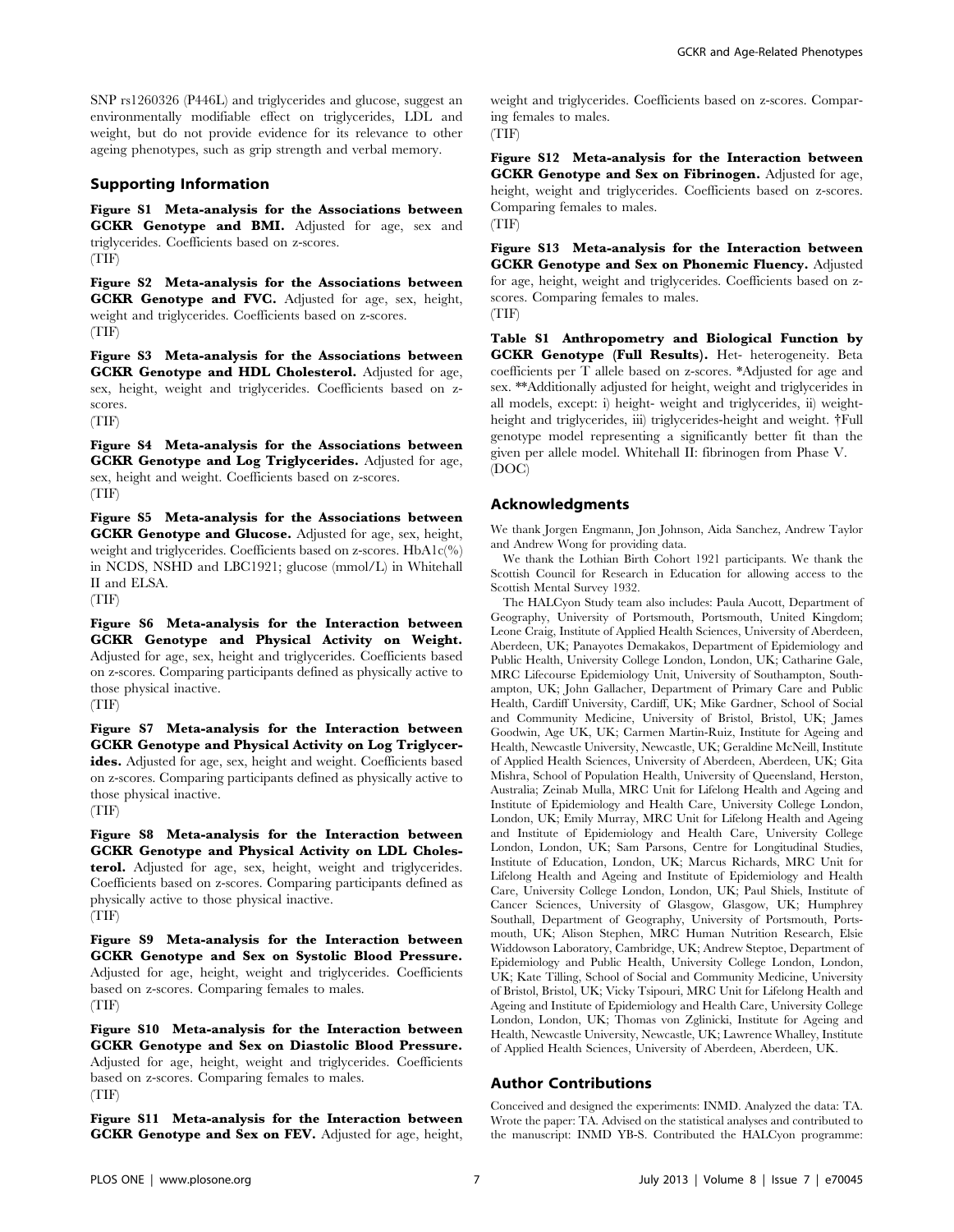SNP rs1260326 (P446L) and triglycerides and glucose, suggest an environmentally modifiable effect on triglycerides, LDL and weight, but do not provide evidence for its relevance to other ageing phenotypes, such as grip strength and verbal memory.

## Supporting Information

**Figure S1 Meta-analysis for the Associations between GCKR Genotype and BMI.** Adjusted for age, sex and triglycerides. Coefficients based on z-scores.
(TIF)

**Figure S2 Meta-analysis for the Associations between GCKR Genotype and FVC.** Adjusted for age, sex, height, weight and triglycerides. Coefficients based on z-scores.
(TIF)

**Figure S3 Meta-analysis for the Associations between GCKR Genotype and HDL Cholesterol.** Adjusted for age, sex, height, weight and triglycerides. Coefficients based on z-scores.
(TIF)

**Figure S4 Meta-analysis for the Associations between GCKR Genotype and Log Triglycerides.** Adjusted for age, sex, height and weight. Coefficients based on z-scores.
(TIF)

**Figure S5 Meta-analysis for the Associations between GCKR Genotype and Glucose.** Adjusted for age, sex, height, weight and triglycerides. Coefficients based on z-scores. HbA1c(%) in NCDS, NSHD and LBC1921; glucose (mmol/L) in Whitehall II and ELSA.
(TIF)

**Figure S6 Meta-analysis for the Interaction between GCKR Genotype and Physical Activity on Weight.** Adjusted for age, sex, height and triglycerides. Coefficients based on z-scores. Comparing participants defined as physically active to those physical inactive.
(TIF)

**Figure S7 Meta-analysis for the Interaction between GCKR Genotype and Physical Activity on Log Triglycerides.** Adjusted for age, sex, height and weight. Coefficients based on z-scores. Comparing participants defined as physically active to those physical inactive.
(TIF)

**Figure S8 Meta-analysis for the Interaction between GCKR Genotype and Physical Activity on LDL Cholesterol.** Adjusted for age, sex, height, weight and triglycerides. Coefficients based on z-scores. Comparing participants defined as physically active to those physical inactive.
(TIF)

**Figure S9 Meta-analysis for the Interaction between GCKR Genotype and Sex on Systolic Blood Pressure.** Adjusted for age, height, weight and triglycerides. Coefficients based on z-scores. Comparing females to males.
(TIF)

**Figure S10 Meta-analysis for the Interaction between GCKR Genotype and Sex on Diastolic Blood Pressure.** Adjusted for age, height, weight and triglycerides. Coefficients based on z-scores. Comparing females to males.
(TIF)

**Figure S11 Meta-analysis for the Interaction between GCKR Genotype and Sex on FEV.** Adjusted for age, height, weight and triglycerides. Coefficients based on z-scores. Comparing females to males.
(TIF)

**Figure S12 Meta-analysis for the Interaction between GCKR Genotype and Sex on Fibrinogen.** Adjusted for age, height, weight and triglycerides. Coefficients based on z-scores. Comparing females to males.
(TIF)

**Figure S13 Meta-analysis for the Interaction between GCKR Genotype and Sex on Phonemic Fluency.** Adjusted for age, height, weight and triglycerides. Coefficients based on z-scores. Comparing females to males.
(TIF)

**Table S1 Anthropometry and Biological Function by GCKR Genotype (Full Results).** Het- heterogeneity. Beta coefficients per T allele based on z-scores. *Adjusted for age and sex. **Additionally adjusted for height, weight and triglycerides in all models, except: i) height- weight and triglycerides, ii) weight- height and triglycerides, iii) triglycerides-height and weight. †Full genotype model representing a significantly better fit than the given per allele model. Whitehall II: fibrinogen from Phase V.
(DOC)

## Acknowledgments

We thank Jorgen Engmann, Jon Johnson, Aida Sanchez, Andrew Taylor and Andrew Wong for providing data.

We thank the Lothian Birth Cohort 1921 participants. We thank the Scottish Council for Research in Education for allowing access to the Scottish Mental Survey 1932.

The HALCyon Study team also includes: Paula Aucott, Department of Geography, University of Portsmouth, Portsmouth, United Kingdom; Leone Craig, Institute of Applied Health Sciences, University of Aberdeen, Aberdeen, UK; Panayotes Demakakos, Department of Epidemiology and Public Health, University College London, London, UK; Catharine Gale, MRC Lifecourse Epidemiology Unit, University of Southampton, Southampton, UK; John Gallacher, Department of Primary Care and Public Health, Cardiff University, Cardiff, UK; Mike Gardner, School of Social and Community Medicine, University of Bristol, Bristol, UK; James Goodwin, Age UK, UK; Carmen Martin-Ruiz, Institute for Ageing and Health, Newcastle University, Newcastle, UK; Geraldine McNeill, Institute of Applied Health Sciences, University of Aberdeen, Aberdeen, UK; Gita Mishra, School of Population Health, University of Queensland, Herston, Australia; Zeinab Mulla, MRC Unit for Lifelong Health and Ageing and Institute of Epidemiology and Health Care, University College London, London, UK; Emily Murray, MRC Unit for Lifelong Health and Ageing and Institute of Epidemiology and Health Care, University College London, London, UK; Sam Parsons, Centre for Longitudinal Studies, Institute of Education, London, UK; Marcus Richards, MRC Unit for Lifelong Health and Ageing and Institute of Epidemiology and Health Care, University College London, London, UK; Paul Shiels, Institute of Cancer Sciences, University of Glasgow, Glasgow, UK; Humphrey Southall, Department of Geography, University of Portsmouth, Portsmouth, UK; Alison Stephen, MRC Human Nutrition Research, Elsie Widdowson Laboratory, Cambridge, UK; Andrew Steptoe, Department of Epidemiology and Public Health, University College London, London, UK; Kate Tilling, School of Social and Community Medicine, University of Bristol, Bristol, UK; Vicky Tsipouri, MRC Unit for Lifelong Health and Ageing and Institute of Epidemiology and Health Care, University College London, London, UK; Thomas von Zglinicki, Institute for Ageing and Health, Newcastle University, Newcastle, UK; Lawrence Whalley, Institute of Applied Health Sciences, University of Aberdeen, Aberdeen, UK.

## Author Contributions

Conceived and designed the experiments: INMD. Analyzed the data: TA. Wrote the paper: TA. Advised on the statistical analyses and contributed to the manuscript: INMD YB-S. Contributed the HALCyon programme: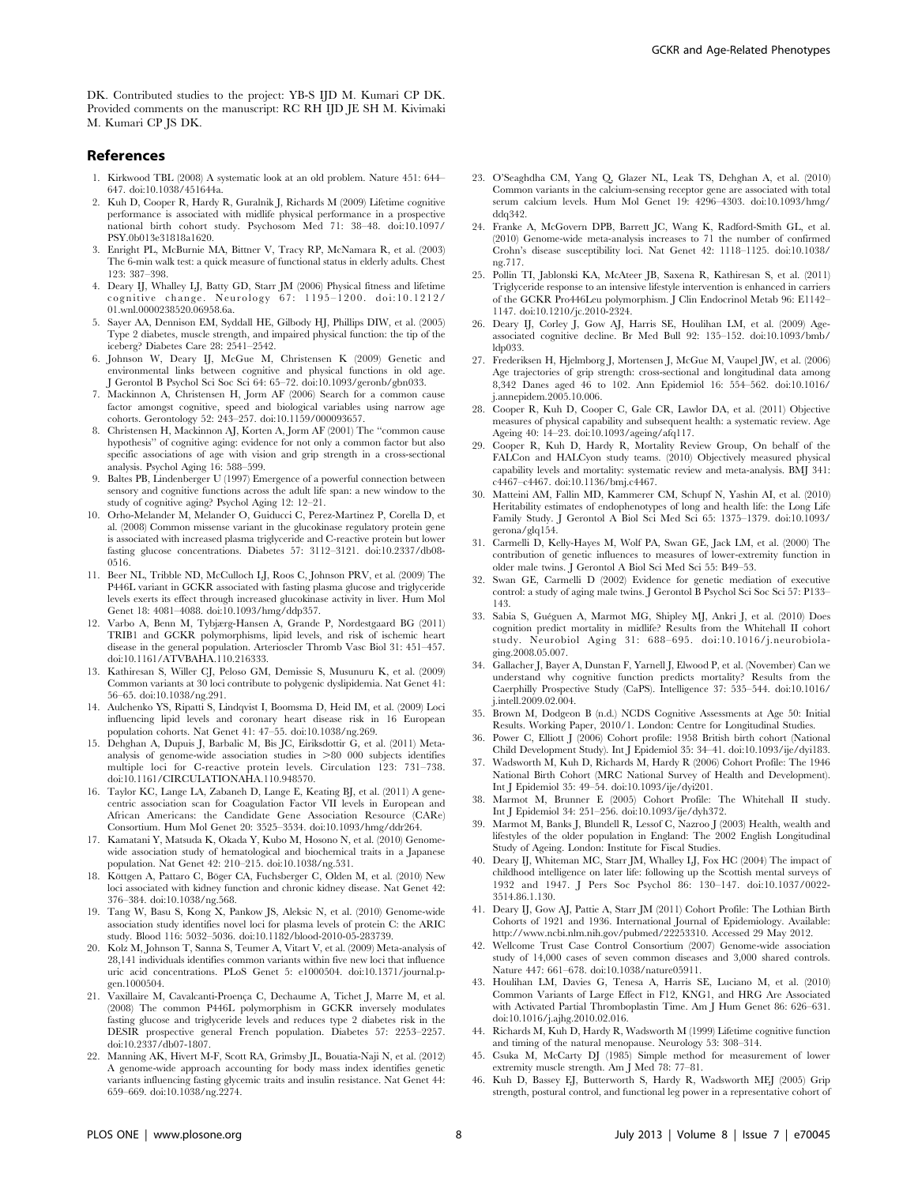DK. Contributed studies to the project: YB-S IJD M. Kumari CP DK. Provided comments on the manuscript: RC RH IJD JE SH M. Kivimaki M. Kumari CP JS DK.

## References

1. Kirkwood TBL (2008) A systematic look at an old problem. Nature 451: 644–647. doi:10.1038/451644a.
2. Kuh D, Cooper R, Hardy R, Guralnik J, Richards M (2009) Lifetime cognitive performance is associated with midlife physical performance in a prospective national birth cohort study. Psychosom Med 71: 38–48. doi:10.1097/PSY.0b013e31818a1620.
3. Enright PL, McBurnie MA, Bittner V, Tracy RP, McNamara R, et al. (2003) The 6-min walk test: a quick measure of functional status in elderly adults. Chest 123: 387–398.
4. Deary IJ, Whalley LJ, Batty GD, Starr JM (2006) Physical fitness and lifetime cognitive change. Neurology 67: 1195–1200. doi:10.1212/01.wnl.0000238520.06958.6a.
5. Sayer AA, Dennison EM, Syddall HE, Gilbody HJ, Phillips DIW, et al. (2005) Type 2 diabetes, muscle strength, and impaired physical function: the tip of the iceberg? Diabetes Care 28: 2541–2542.
6. Johnson W, Deary IJ, McGue M, Christensen K (2009) Genetic and environmental links between cognitive and physical functions in old age. J Gerontol B Psychol Sci Soc Sci 64: 65–72. doi:10.1093/geronb/gbn033.
7. Mackinnon A, Christensen H, Jorm AF (2006) Search for a common cause factor amongst cognitive, speed and biological variables using narrow age cohorts. Gerontology 52: 243–257. doi:10.1159/000093657.
8. Christensen H, Mackinnon AJ, Korten A, Jorm AF (2001) The "common cause hypothesis" of cognitive aging: evidence for not only a common factor but also specific associations of age with vision and grip strength in a cross-sectional analysis. Psychol Aging 16: 588–599.
9. Baltes PB, Lindenberger U (1997) Emergence of a powerful connection between sensory and cognitive functions across the adult life span: a new window to the study of cognitive aging? Psychol Aging 12: 12–21.
10. Orho-Melander M, Melander O, Guiducci C, Perez-Martinez P, Corella D, et al. (2008) Common missense variant in the glucokinase regulatory protein gene is associated with increased plasma triglyceride and C-reactive protein but lower fasting glucose concentrations. Diabetes 57: 3112–3121. doi:10.2337/db08-0516.
11. Beer NL, Tribble ND, McCulloch LJ, Roos C, Johnson PRV, et al. (2009) The P446L variant in GCKR associated with fasting plasma glucose and triglyceride levels exerts its effect through increased glucokinase activity in liver. Hum Mol Genet 18: 4081–4088. doi:10.1093/hmg/ddp357.
12. Varbo A, Benn M, Tybjærg-Hansen A, Grande P, Nordestgaard BG (2011) TRIB1 and GCKR polymorphisms, lipid levels, and risk of ischemic heart disease in the general population. Arterioscler Thromb Vasc Biol 31: 451–457. doi:10.1161/ATVBAHA.110.216333.
13. Kathiresan S, Willer CJ, Peloso GM, Demissie S, Musunuru K, et al. (2009) Common variants at 30 loci contribute to polygenic dyslipidemia. Nat Genet 41: 56–65. doi:10.1038/ng.291.
14. Aulchenko YS, Ripatti S, Lindqvist I, Boomsma D, Heid IM, et al. (2009) Loci influencing lipid levels and coronary heart disease risk in 16 European population cohorts. Nat Genet 41: 47–55. doi:10.1038/ng.269.
15. Dehghan A, Dupuis J, Barbalic M, Bis JC, Eiriksdottir G, et al. (2011) Meta-analysis of genome-wide association studies in >80 000 subjects identifies multiple loci for C-reactive protein levels. Circulation 123: 731–738. doi:10.1161/CIRCULATIONAHA.110.948570.
16. Taylor KC, Lange LA, Zabaneh D, Lange E, Keating BJ, et al. (2011) A gene-centric association scan for Coagulation Factor VII levels in European and African Americans: the Candidate Gene Association Resource (CARe) Consortium. Hum Mol Genet 20: 3525–3534. doi:10.1093/hmg/ddr264.
17. Kamatani Y, Matsuda K, Okada Y, Kubo M, Hosono N, et al. (2010) Genome-wide association study of hematological and biochemical traits in a Japanese population. Nat Genet 42: 210–215. doi:10.1038/ng.531.
18. Köttgen A, Pattaro C, Böger CA, Fuchsberger C, Olden M, et al. (2010) New loci associated with kidney function and chronic kidney disease. Nat Genet 42: 376–384. doi:10.1038/ng.568.
19. Tang W, Basu S, Kong X, Pankow JS, Aleksic N, et al. (2010) Genome-wide association study identifies novel loci for plasma levels of protein C: the ARIC study. Blood 116: 5032–5036. doi:10.1182/blood-2010-05-283739.
20. Kolz M, Johnson T, Sanna S, Teumer A, Vitart V, et al. (2009) Meta-analysis of 28,141 individuals identifies common variants within five new loci that influence uric acid concentrations. PLoS Genet 5: e1000504. doi:10.1371/journal.pgen.1000504.
21. Vaxillaire M, Cavalcanti-Proença C, Dechaume A, Tichet J, Marre M, et al. (2008) The common P446L polymorphism in GCKR inversely modulates fasting glucose and triglyceride levels and reduces type 2 diabetes risk in the DESIR prospective general French population. Diabetes 57: 2253–2257. doi:10.2337/db07-1807.
22. Manning AK, Hivert M-F, Scott RA, Grimsby JL, Bouatia-Naji N, et al. (2012) A genome-wide approach accounting for body mass index identifies genetic variants influencing fasting glycemic traits and insulin resistance. Nat Genet 44: 659–669. doi:10.1038/ng.2274.
23. O'Seaghdha CM, Yang Q, Glazer NL, Leak TS, Dehghan A, et al. (2010) Common variants in the calcium-sensing receptor gene are associated with total serum calcium levels. Hum Mol Genet 19: 4296–4303. doi:10.1093/hmg/ddq342.
24. Franke A, McGovern DPB, Barrett JC, Wang K, Radford-Smith GL, et al. (2010) Genome-wide meta-analysis increases to 71 the number of confirmed Crohn's disease susceptibility loci. Nat Genet 42: 1118–1125. doi:10.1038/ng.717.
25. Pollin TI, Jablonski KA, McAteer JB, Saxena R, Kathiresan S, et al. (2011) Triglyceride response to an intensive lifestyle intervention is enhanced in carriers of the GCKR Pro446Leu polymorphism. J Clin Endocrinol Metab 96: E1142–1147. doi:10.1210/jc.2010-2324.
26. Deary IJ, Corley J, Gow AJ, Harris SE, Houlihan LM, et al. (2009) Age-associated cognitive decline. Br Med Bull 92: 135–152. doi:10.1093/bmb/ldp033.
27. Frederiksen H, Hjelmborg J, Mortensen J, McGue M, Vaupel JW, et al. (2006) Age trajectories of grip strength: cross-sectional and longitudinal data among 8,342 Danes aged 46 to 102. Ann Epidemiol 16: 554–562. doi:10.1016/j.annepidem.2005.10.006.
28. Cooper R, Kuh D, Cooper C, Gale CR, Lawlor DA, et al. (2011) Objective measures of physical capability and subsequent health: a systematic review. Age Ageing 40: 14–23. doi:10.1093/ageing/afq117.
29. Cooper R, Kuh D, Hardy R, Mortality Review Group, On behalf of the FALCon and HALCyon study teams. (2010) Objectively measured physical capability levels and mortality: systematic review and meta-analysis. BMJ 341: c4467–c4467. doi:10.1136/bmj.c4467.
30. Matteini AM, Fallin MD, Kammerer CM, Schupf N, Yashin AI, et al. (2010) Heritability estimates of endophenotypes of long and health life: the Long Life Family Study. J Gerontol A Biol Sci Med Sci 65: 1375–1379. doi:10.1093/gerona/glq154.
31. Carmelli D, Kelly-Hayes M, Wolf PA, Swan GE, Jack LM, et al. (2000) The contribution of genetic influences to measures of lower-extremity function in older male twins. J Gerontol A Biol Sci Med Sci 55: B49–53.
32. Swan GE, Carmelli D (2002) Evidence for genetic mediation of executive control: a study of aging male twins. J Gerontol B Psychol Sci Soc Sci 57: P133–143.
33. Sabia S, Guéguen A, Marmot MG, Shipley MJ, Ankri J, et al. (2010) Does cognition predict mortality in midlife? Results from the Whitehall II cohort study. Neurobiol Aging 31: 688–695. doi:10.1016/j.neurobiolaging.2008.05.007.
34. Gallacher J, Bayer A, Dunstan F, Yarnell J, Elwood P, et al. (November) Can we understand why cognitive function predicts mortality? Results from the Caerphilly Prospective Study (CaPS). Intelligence 37: 535–544. doi:10.1016/j.intell.2009.02.004.
35. Brown M, Dodgeon B (n.d.) NCDS Cognitive Assessments at Age 50: Initial Results. Working Paper, 2010/1. London: Centre for Longitudinal Studies.
36. Power C, Elliott J (2006) Cohort profile: 1958 British birth cohort (National Child Development Study). Int J Epidemiol 35: 34–41. doi:10.1093/ije/dyi183.
37. Wadsworth M, Kuh D, Richards M, Hardy R (2006) Cohort Profile: The 1946 National Birth Cohort (MRC National Survey of Health and Development). Int J Epidemiol 35: 49–54. doi:10.1093/ije/dyi201.
38. Marmot M, Brunner E (2005) Cohort Profile: The Whitehall II study. Int J Epidemiol 34: 251–256. doi:10.1093/ije/dyh372.
39. Marmot M, Banks J, Blundell R, Lessof C, Nazroo J (2003) Health, wealth and lifestyles of the older population in England: The 2002 English Longitudinal Study of Ageing. London: Institute for Fiscal Studies.
40. Deary IJ, Whiteman MC, Starr JM, Whalley LJ, Fox HC (2004) The impact of childhood intelligence on later life: following up the Scottish mental surveys of 1932 and 1947. J Pers Soc Psychol 86: 130–147. doi:10.1037/0022-3514.86.1.130.
41. Deary IJ, Gow AJ, Pattie A, Starr JM (2011) Cohort Profile: The Lothian Birth Cohorts of 1921 and 1936. International Journal of Epidemiology. Available: http://www.ncbi.nlm.nih.gov/pubmed/22253310. Accessed 29 May 2012.
42. Wellcome Trust Case Control Consortium (2007) Genome-wide association study of 14,000 cases of seven common diseases and 3,000 shared controls. Nature 447: 661–678. doi:10.1038/nature05911.
43. Houlihan LM, Davies G, Tenesa A, Harris SE, Luciano M, et al. (2010) Common Variants of Large Effect in F12, KNG1, and HRG Are Associated with Activated Partial Thromboplastin Time. Am J Hum Genet 86: 626–631. doi:10.1016/j.ajhg.2010.02.016.
44. Richards M, Kuh D, Hardy R, Wadsworth M (1999) Lifetime cognitive function and timing of the natural menopause. Neurology 53: 308–314.
45. Csuka M, McCarty DJ (1985) Simple method for measurement of lower extremity muscle strength. Am J Med 78: 77–81.
46. Kuh D, Bassey EJ, Butterworth S, Hardy R, Wadsworth MEJ (2005) Grip strength, postural control, and functional leg power in a representative cohort of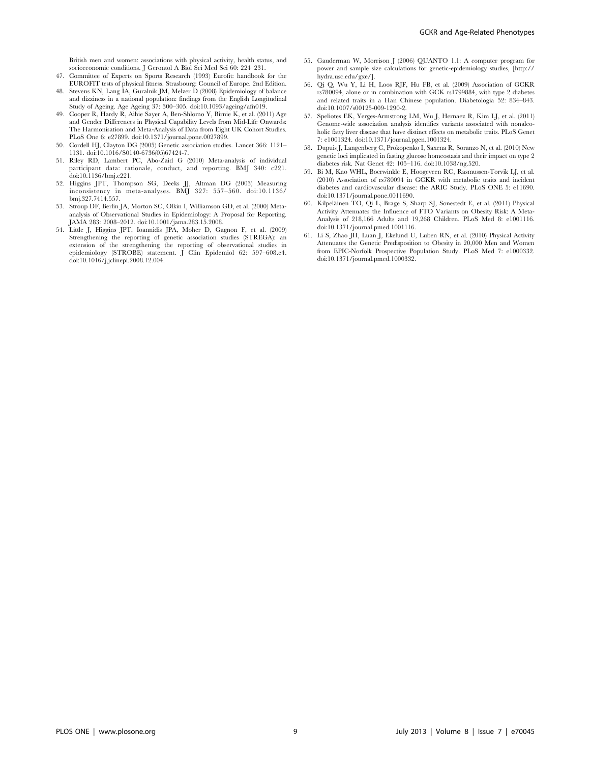British men and women: associations with physical activity, health status, and socioeconomic conditions. J Gerontol A Biol Sci Med Sci 60: 224–231.

47. Committee of Experts on Sports Research (1993) Eurofit: handbook for the EUROFIT tests of physical fitness. Strasbourg: Council of Europe. 2nd Edition.
48. Stevens KN, Lang IA, Guralnik JM, Melzer D (2008) Epidemiology of balance and dizziness in a national population: findings from the English Longitudinal Study of Ageing. Age Ageing 37: 300–305. doi:10.1093/ageing/afn019.
49. Cooper R, Hardy R, Aihie Sayer A, Ben-Shlomo Y, Birnie K, et al. (2011) Age and Gender Differences in Physical Capability Levels from Mid-Life Onwards: The Harmonisation and Meta-Analysis of Data from Eight UK Cohort Studies. PLoS One 6: e27899. doi:10.1371/journal.pone.0027899.
50. Cordell HJ, Clayton DG (2005) Genetic association studies. Lancet 366: 1121–1131. doi:10.1016/S0140-6736(05)67424-7.
51. Riley RD, Lambert PC, Abo-Zaid G (2010) Meta-analysis of individual participant data: rationale, conduct, and reporting. BMJ 340: c221. doi:10.1136/bmj.c221.
52. Higgins JPT, Thompson SG, Deeks JJ, Altman DG (2003) Measuring inconsistency in meta-analyses. BMJ 327: 557–560. doi:10.1136/bmj.327.7414.557.
53. Stroup DF, Berlin JA, Morton SC, Olkin I, Williamson GD, et al. (2000) Meta-analysis of Observational Studies in Epidemiology: A Proposal for Reporting. JAMA 283: 2008–2012. doi:10.1001/jama.283.15.2008.
54. Little J, Higgins JPT, Ioannidis JPA, Moher D, Gagnon F, et al. (2009) Strengthening the reporting of genetic association studies (STREGA): an extension of the strengthening the reporting of observational studies in epidemiology (STROBE) statement. J Clin Epidemiol 62: 597–608.e4. doi:10.1016/j.jclinepi.2008.12.004.
55. Gauderman W, Morrison J (2006) QUANTO 1.1: A computer program for power and sample size calculations for genetic-epidemiology studies, [http://hydra.usc.edu/gxe/].
56. Qi Q, Wu Y, Li H, Loos RJF, Hu FB, et al. (2009) Association of GCKR rs780094, alone or in combination with GCK rs1799884, with type 2 diabetes and related traits in a Han Chinese population. Diabetologia 52: 834–843. doi:10.1007/s00125-009-1290-2.
57. Speliotes EK, Yerges-Armstrong LM, Wu J, Hernaez R, Kim LJ, et al. (2011) Genome-wide association analysis identifies variants associated with nonalcoholic fatty liver disease that have distinct effects on metabolic traits. PLoS Genet 7: e1001324. doi:10.1371/journal.pgen.1001324.
58. Dupuis J, Langenberg C, Prokopenko I, Saxena R, Soranzo N, et al. (2010) New genetic loci implicated in fasting glucose homeostasis and their impact on type 2 diabetes risk. Nat Genet 42: 105–116. doi:10.1038/ng.520.
59. Bi M, Kao WHL, Boerwinkle E, Hoogeveen RC, Rasmussen-Torvik LJ, et al. (2010) Association of rs780094 in GCKR with metabolic traits and incident diabetes and cardiovascular disease: the ARIC Study. PLoS ONE 5: e11690. doi:10.1371/journal.pone.0011690.
60. Kilpeläinen TO, Qi L, Brage S, Sharp SJ, Sonestedt E, et al. (2011) Physical Activity Attenuates the Influence of FTO Variants on Obesity Risk: A Meta-Analysis of 218,166 Adults and 19,268 Children. PLoS Med 8: e1001116. doi:10.1371/journal.pmed.1001116.
61. Li S, Zhao JH, Luan J, Ekelund U, Luben RN, et al. (2010) Physical Activity Attenuates the Genetic Predisposition to Obesity in 20,000 Men and Women from EPIC-Norfolk Prospective Population Study. PLoS Med 7: e1000332. doi:10.1371/journal.pmed.1000332.